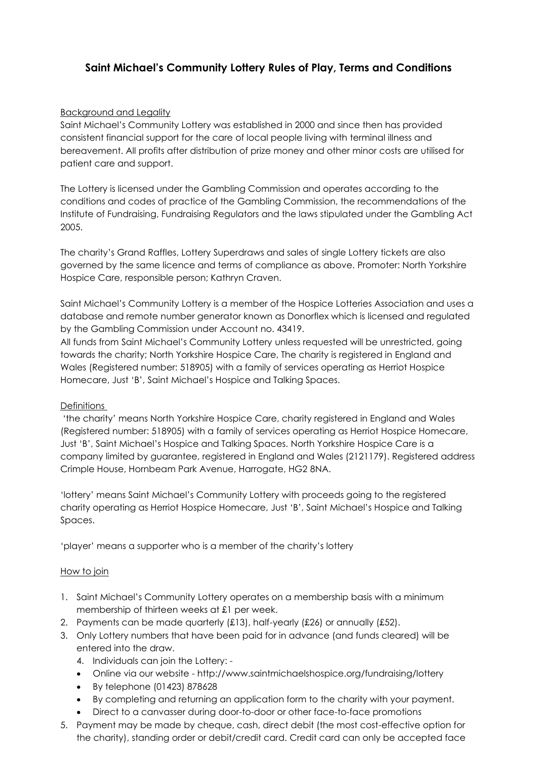# Saint Michael's Community Lottery Rules of Play, Terms and Conditions

## Background and Legality

Saint Michael's Community Lottery was established in 2000 and since then has provided consistent financial support for the care of local people living with terminal illness and bereavement. All profits after distribution of prize money and other minor costs are utilised for patient care and support.

The Lottery is licensed under the Gambling Commission and operates according to the conditions and codes of practice of the Gambling Commission, the recommendations of the Institute of Fundraising, Fundraising Regulators and the laws stipulated under the Gambling Act 2005.

The charity's Grand Raffles, Lottery Superdraws and sales of single Lottery tickets are also governed by the same licence and terms of compliance as above. Promoter: North Yorkshire Hospice Care, responsible person; Kathryn Craven.

Saint Michael's Community Lottery is a member of the Hospice Lotteries Association and uses a database and remote number generator known as Donorflex which is licensed and regulated by the Gambling Commission under Account no. 43419.

All funds from Saint Michael's Community Lottery unless requested will be unrestricted, going towards the charity; North Yorkshire Hospice Care, The charity is registered in England and Wales (Registered number: 518905) with a family of services operating as Herriot Hospice Homecare, Just 'B', Saint Michael's Hospice and Talking Spaces.

## Definitions

'the charity' means North Yorkshire Hospice Care, charity registered in England and Wales (Registered number: 518905) with a family of services operating as Herriot Hospice Homecare, Just 'B', Saint Michael's Hospice and Talking Spaces. North Yorkshire Hospice Care is a company limited by guarantee, registered in England and Wales (2121179). Registered address Crimple House, Hornbeam Park Avenue, Harrogate, HG2 8NA.

'lottery' means Saint Michael's Community Lottery with proceeds going to the registered charity operating as Herriot Hospice Homecare, Just 'B', Saint Michael's Hospice and Talking Spaces.

'player' means a supporter who is a member of the charity's lottery

## How to join

1. Saint Michael's Community Lottery operates on a membership basis with a minimum membership of thirteen weeks at £1 per week.
2. Payments can be made quarterly (£13), half-yearly (£26) or annually (£52).
3. Only Lottery numbers that have been paid for in advance (and funds cleared) will be entered into the draw.
4. Individuals can join the Lottery: -
   - Online via our website - http://www.saintmichaelshospice.org/fundraising/lottery
   - By telephone (01423) 878628
   - By completing and returning an application form to the charity with your payment.
   - Direct to a canvasser during door-to-door or other face-to-face promotions
5. Payment may be made by cheque, cash, direct debit (the most cost-effective option for the charity), standing order or debit/credit card. Credit card can only be accepted face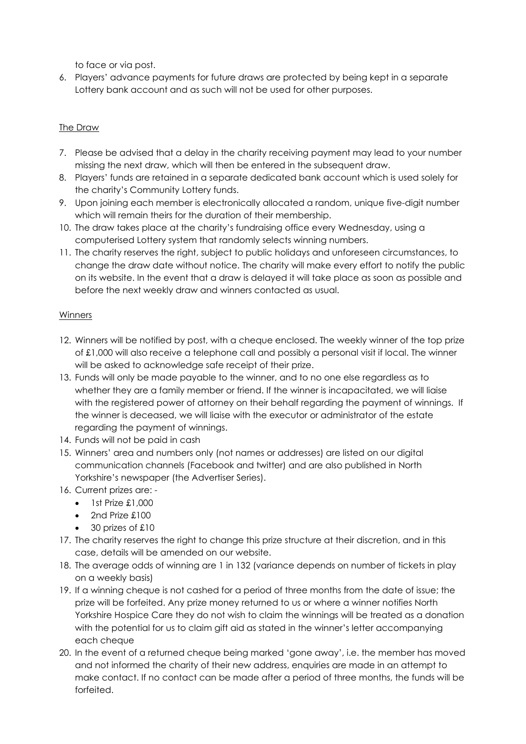to face or via post.

6. Players' advance payments for future draws are protected by being kept in a separate Lottery bank account and as such will not be used for other purposes.

<u>The Draw</u>

7. Please be advised that a delay in the charity receiving payment may lead to your number missing the next draw, which will then be entered in the subsequent draw.
8. Players' funds are retained in a separate dedicated bank account which is used solely for the charity's Community Lottery funds.
9. Upon joining each member is electronically allocated a random, unique five-digit number which will remain theirs for the duration of their membership.
10. The draw takes place at the charity's fundraising office every Wednesday, using a computerised Lottery system that randomly selects winning numbers.
11. The charity reserves the right, subject to public holidays and unforeseen circumstances, to change the draw date without notice. The charity will make every effort to notify the public on its website. In the event that a draw is delayed it will take place as soon as possible and before the next weekly draw and winners contacted as usual.

<u>Winners</u>

12. Winners will be notified by post, with a cheque enclosed. The weekly winner of the top prize of £1,000 will also receive a telephone call and possibly a personal visit if local. The winner will be asked to acknowledge safe receipt of their prize.
13. Funds will only be made payable to the winner, and to no one else regardless as to whether they are a family member or friend. If the winner is incapacitated, we will liaise with the registered power of attorney on their behalf regarding the payment of winnings. If the winner is deceased, we will liaise with the executor or administrator of the estate regarding the payment of winnings.
14. Funds will not be paid in cash
15. Winners' area and numbers only (not names or addresses) are listed on our digital communication channels (Facebook and twitter) and are also published in North Yorkshire's newspaper (the Advertiser Series).
16. Current prizes are: -
    - 1st Prize £1,000
    - 2nd Prize £100
    - 30 prizes of £10
17. The charity reserves the right to change this prize structure at their discretion, and in this case, details will be amended on our website.
18. The average odds of winning are 1 in 132 (variance depends on number of tickets in play on a weekly basis)
19. If a winning cheque is not cashed for a period of three months from the date of issue; the prize will be forfeited. Any prize money returned to us or where a winner notifies North Yorkshire Hospice Care they do not wish to claim the winnings will be treated as a donation with the potential for us to claim gift aid as stated in the winner's letter accompanying each cheque
20. In the event of a returned cheque being marked 'gone away', i.e. the member has moved and not informed the charity of their new address, enquiries are made in an attempt to make contact. If no contact can be made after a period of three months, the funds will be forfeited.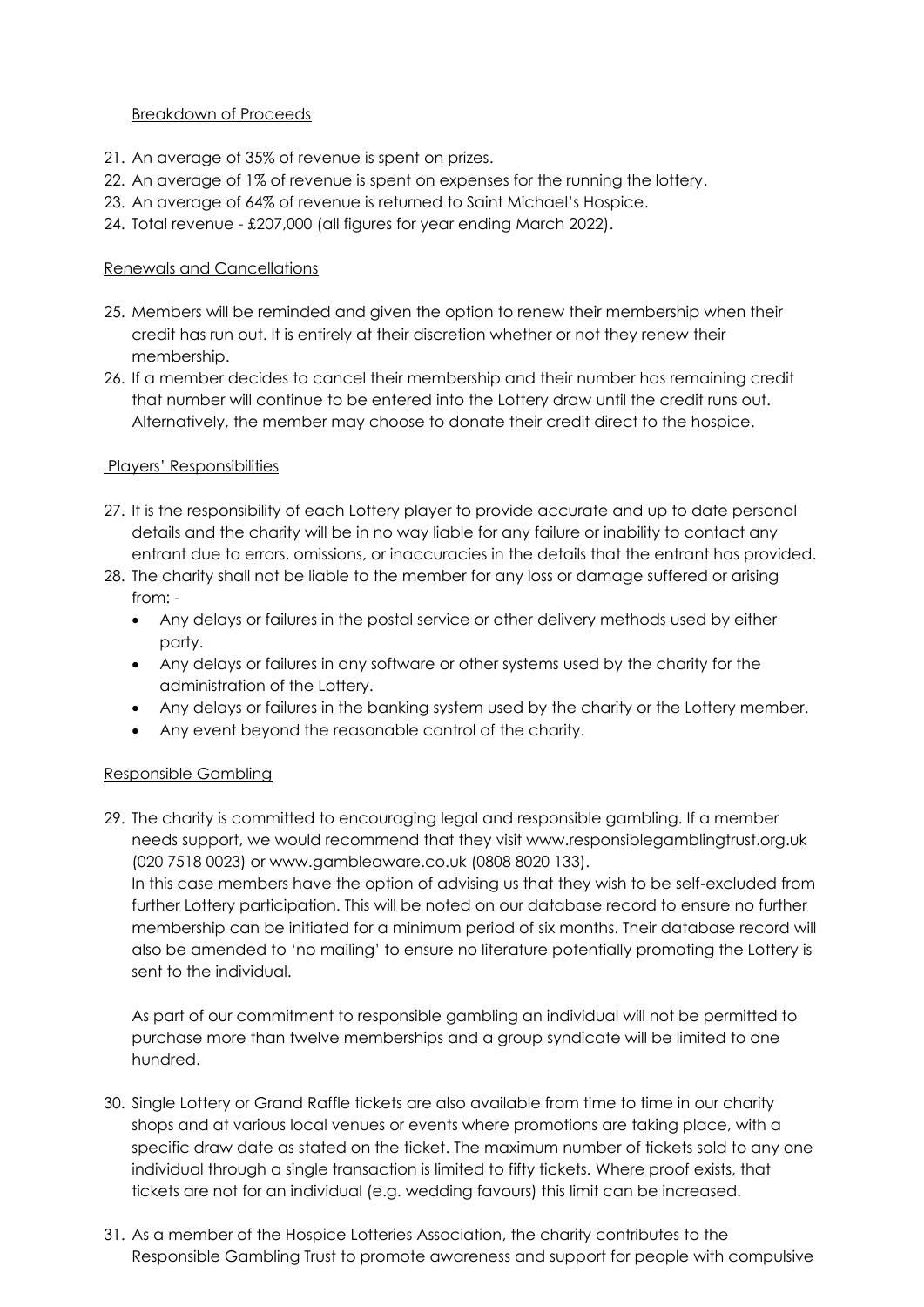## Breakdown of Proceeds

21. An average of 35% of revenue is spent on prizes.
22. An average of 1% of revenue is spent on expenses for the running the lottery.
23. An average of 64% of revenue is returned to Saint Michael's Hospice.
24. Total revenue - £207,000 (all figures for year ending March 2022).

## Renewals and Cancellations

25. Members will be reminded and given the option to renew their membership when their credit has run out. It is entirely at their discretion whether or not they renew their membership.
26. If a member decides to cancel their membership and their number has remaining credit that number will continue to be entered into the Lottery draw until the credit runs out. Alternatively, the member may choose to donate their credit direct to the hospice.

## Players' Responsibilities

27. It is the responsibility of each Lottery player to provide accurate and up to date personal details and the charity will be in no way liable for any failure or inability to contact any entrant due to errors, omissions, or inaccuracies in the details that the entrant has provided.
28. The charity shall not be liable to the member for any loss or damage suffered or arising from: -
    - Any delays or failures in the postal service or other delivery methods used by either party.
    - Any delays or failures in any software or other systems used by the charity for the administration of the Lottery.
    - Any delays or failures in the banking system used by the charity or the Lottery member.
    - Any event beyond the reasonable control of the charity.

## Responsible Gambling

29. The charity is committed to encouraging legal and responsible gambling. If a member needs support, we would recommend that they visit www.responsiblegamblingtrust.org.uk (020 7518 0023) or www.gambleaware.co.uk (0808 8020 133).
    In this case members have the option of advising us that they wish to be self-excluded from further Lottery participation. This will be noted on our database record to ensure no further membership can be initiated for a minimum period of six months. Their database record will also be amended to 'no mailing' to ensure no literature potentially promoting the Lottery is sent to the individual.

    As part of our commitment to responsible gambling an individual will not be permitted to purchase more than twelve memberships and a group syndicate will be limited to one hundred.

30. Single Lottery or Grand Raffle tickets are also available from time to time in our charity shops and at various local venues or events where promotions are taking place, with a specific draw date as stated on the ticket. The maximum number of tickets sold to any one individual through a single transaction is limited to fifty tickets. Where proof exists, that tickets are not for an individual (e.g. wedding favours) this limit can be increased.

31. As a member of the Hospice Lotteries Association, the charity contributes to the Responsible Gambling Trust to promote awareness and support for people with compulsive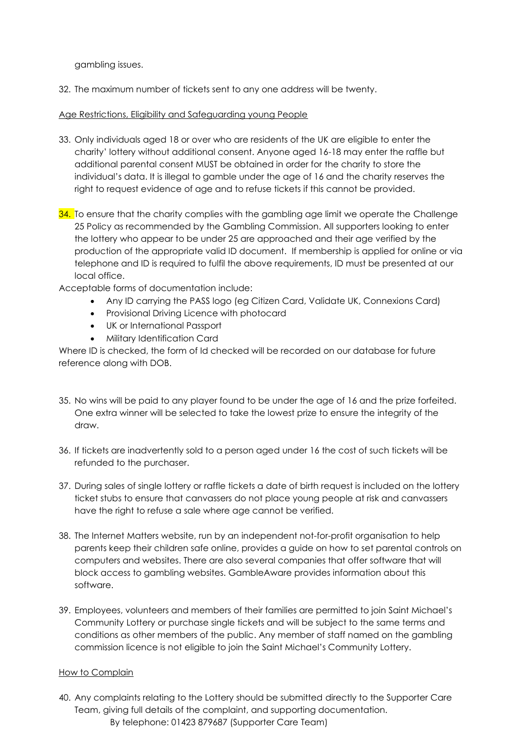gambling issues.

32. The maximum number of tickets sent to any one address will be twenty.

Age Restrictions, Eligibility and Safeguarding young People

33. Only individuals aged 18 or over who are residents of the UK are eligible to enter the charity' lottery without additional consent. Anyone aged 16-18 may enter the raffle but additional parental consent MUST be obtained in order for the charity to store the individual's data. It is illegal to gamble under the age of 16 and the charity reserves the right to request evidence of age and to refuse tickets if this cannot be provided.

34. To ensure that the charity complies with the gambling age limit we operate the Challenge 25 Policy as recommended by the Gambling Commission. All supporters looking to enter the lottery who appear to be under 25 are approached and their age verified by the production of the appropriate valid ID document. If membership is applied for online or via telephone and ID is required to fulfil the above requirements, ID must be presented at our local office.

Acceptable forms of documentation include:

- Any ID carrying the PASS logo (eg Citizen Card, Validate UK, Connexions Card)
- Provisional Driving Licence with photocard
- UK or International Passport
- Military Identification Card

Where ID is checked, the form of Id checked will be recorded on our database for future reference along with DOB.

35. No wins will be paid to any player found to be under the age of 16 and the prize forfeited. One extra winner will be selected to take the lowest prize to ensure the integrity of the draw.

36. If tickets are inadvertently sold to a person aged under 16 the cost of such tickets will be refunded to the purchaser.

37. During sales of single lottery or raffle tickets a date of birth request is included on the lottery ticket stubs to ensure that canvassers do not place young people at risk and canvassers have the right to refuse a sale where age cannot be verified.

38. The Internet Matters website, run by an independent not-for-profit organisation to help parents keep their children safe online, provides a guide on how to set parental controls on computers and websites. There are also several companies that offer software that will block access to gambling websites. GambleAware provides information about this software.

39. Employees, volunteers and members of their families are permitted to join Saint Michael's Community Lottery or purchase single tickets and will be subject to the same terms and conditions as other members of the public. Any member of staff named on the gambling commission licence is not eligible to join the Saint Michael's Community Lottery.

How to Complain

40. Any complaints relating to the Lottery should be submitted directly to the Supporter Care Team, giving full details of the complaint, and supporting documentation.

    By telephone: 01423 879687 (Supporter Care Team)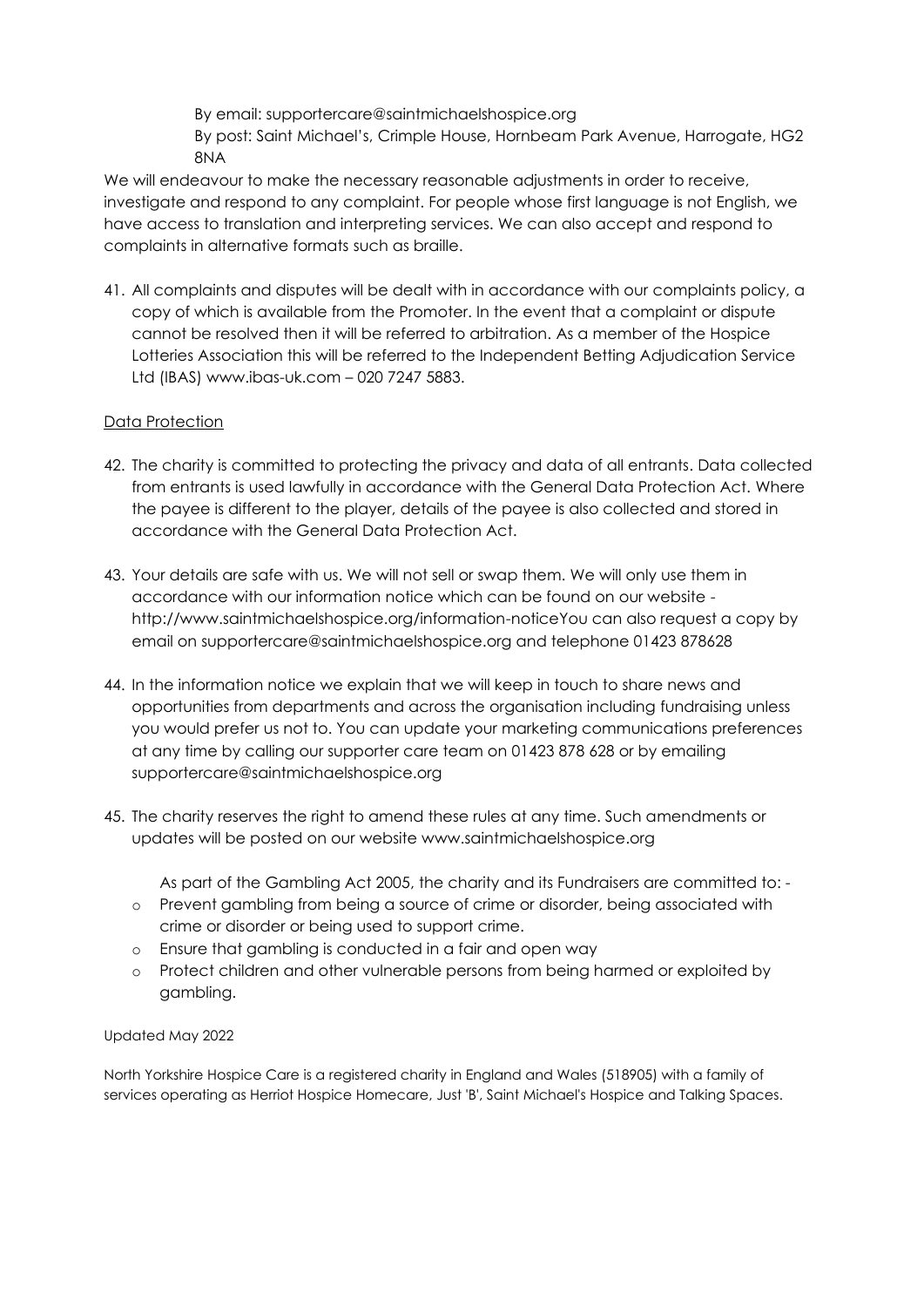By email: supportercare@saintmichaelshospice.org
By post: Saint Michael's, Crimple House, Hornbeam Park Avenue, Harrogate, HG2 8NA

We will endeavour to make the necessary reasonable adjustments in order to receive, investigate and respond to any complaint. For people whose first language is not English, we have access to translation and interpreting services. We can also accept and respond to complaints in alternative formats such as braille.

41. All complaints and disputes will be dealt with in accordance with our complaints policy, a copy of which is available from the Promoter. In the event that a complaint or dispute cannot be resolved then it will be referred to arbitration. As a member of the Hospice Lotteries Association this will be referred to the Independent Betting Adjudication Service Ltd (IBAS) www.ibas-uk.com – 020 7247 5883.

<u>Data Protection</u>

42. The charity is committed to protecting the privacy and data of all entrants. Data collected from entrants is used lawfully in accordance with the General Data Protection Act. Where the payee is different to the player, details of the payee is also collected and stored in accordance with the General Data Protection Act.

43. Your details are safe with us. We will not sell or swap them. We will only use them in accordance with our information notice which can be found on our website - http://www.saintmichaelshospice.org/information-noticeYou can also request a copy by email on supportercare@saintmichaelshospice.org and telephone 01423 878628

44. In the information notice we explain that we will keep in touch to share news and opportunities from departments and across the organisation including fundraising unless you would prefer us not to. You can update your marketing communications preferences at any time by calling our supporter care team on 01423 878 628 or by emailing supportercare@saintmichaelshospice.org

45. The charity reserves the right to amend these rules at any time. Such amendments or updates will be posted on our website www.saintmichaelshospice.org

As part of the Gambling Act 2005, the charity and its Fundraisers are committed to: -

- Prevent gambling from being a source of crime or disorder, being associated with crime or disorder or being used to support crime.
- Ensure that gambling is conducted in a fair and open way
- Protect children and other vulnerable persons from being harmed or exploited by gambling.

Updated May 2022

North Yorkshire Hospice Care is a registered charity in England and Wales (518905) with a family of services operating as Herriot Hospice Homecare, Just 'B', Saint Michael's Hospice and Talking Spaces.